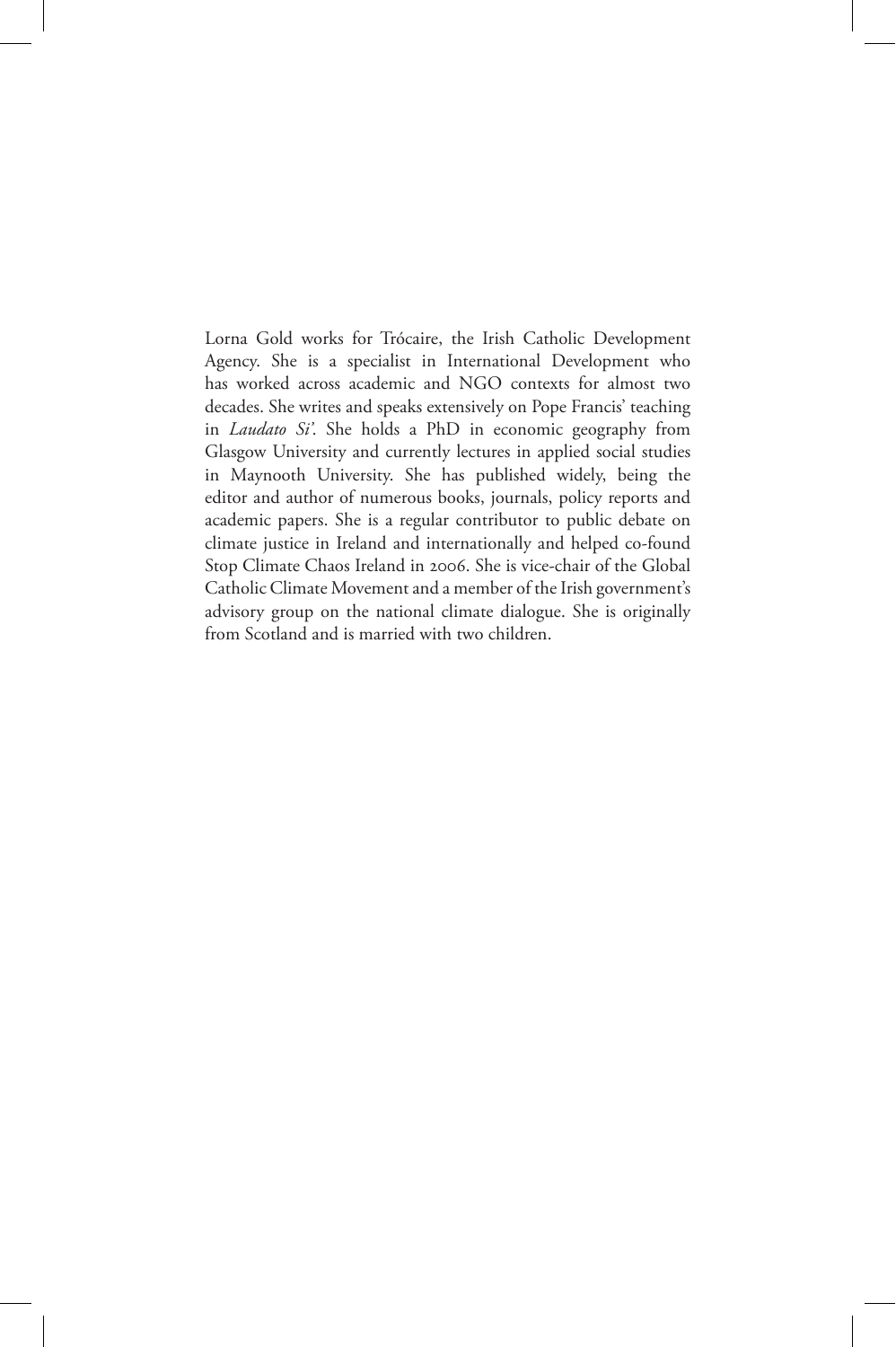Lorna Gold works for Trócaire, the Irish Catholic Development Agency. She is a specialist in International Development who has worked across academic and NGO contexts for almost two decades. She writes and speaks extensively on Pope Francis' teaching in *Laudato Si'*. She holds a PhD in economic geography from Glasgow University and currently lectures in applied social studies in Maynooth University. She has published widely, being the editor and author of numerous books, journals, policy reports and academic papers. She is a regular contributor to public debate on climate justice in Ireland and internationally and helped co-found Stop Climate Chaos Ireland in 2006. She is vice-chair of the Global Catholic Climate Movement and a member of the Irish government's advisory group on the national climate dialogue. She is originally from Scotland and is married with two children.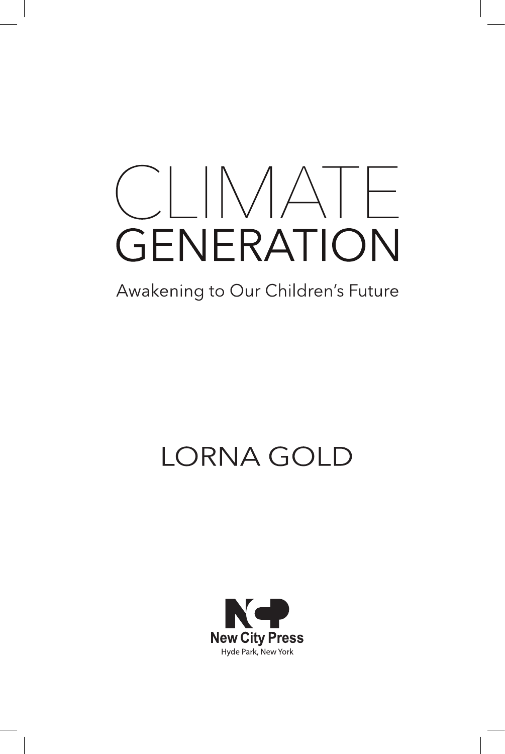# CLIMATE GENERATION

## Awakening to Our Children's Future

LORNA GOLD

New City Press

Hyde Park, New York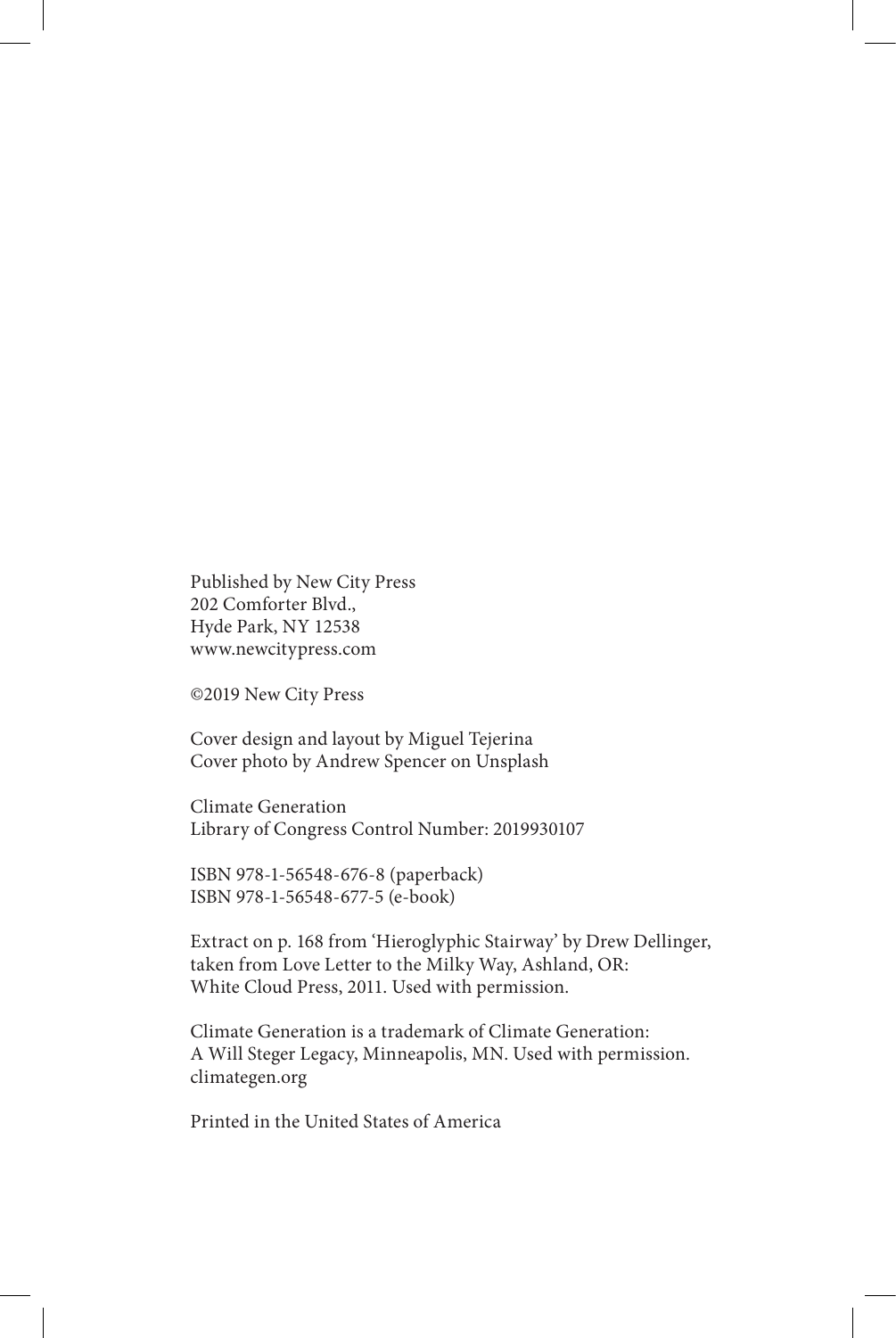Published by New City Press
202 Comforter Blvd.,
Hyde Park, NY 12538
www.newcitypress.com

©2019 New City Press

Cover design and layout by Miguel Tejerina
Cover photo by Andrew Spencer on Unsplash

Climate Generation
Library of Congress Control Number: 2019930107

ISBN 978-1-56548-676-8 (paperback)
ISBN 978-1-56548-677-5 (e-book)

Extract on p. 168 from 'Hieroglyphic Stairway' by Drew Dellinger, taken from Love Letter to the Milky Way, Ashland, OR: White Cloud Press, 2011. Used with permission.

Climate Generation is a trademark of Climate Generation: A Will Steger Legacy, Minneapolis, MN. Used with permission. climategen.org

Printed in the United States of America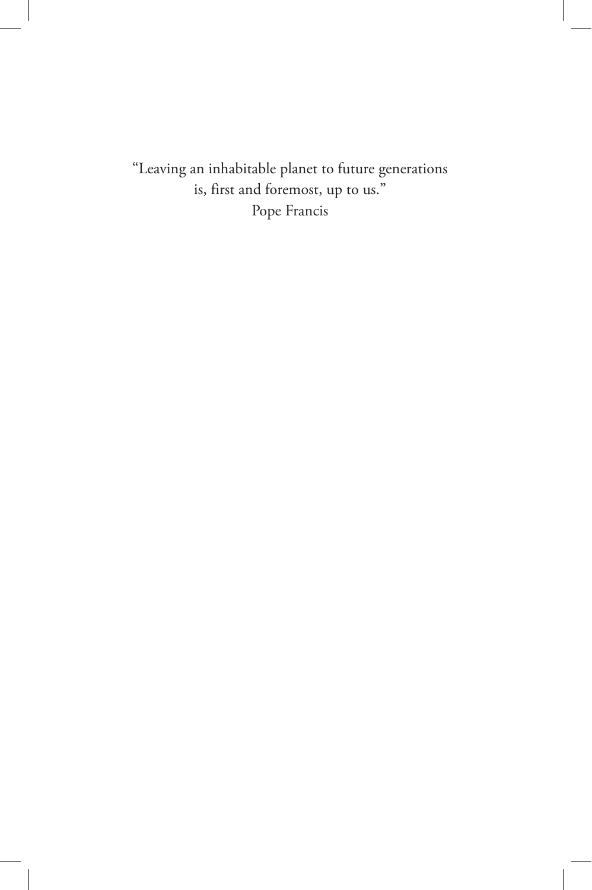"Leaving an inhabitable planet to future generations
is, first and foremost, up to us."
Pope Francis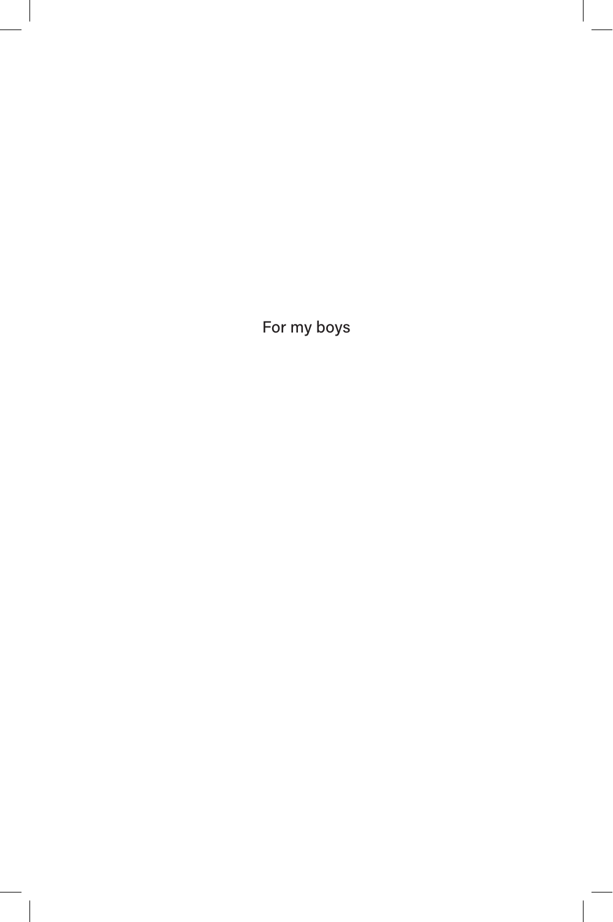For my boys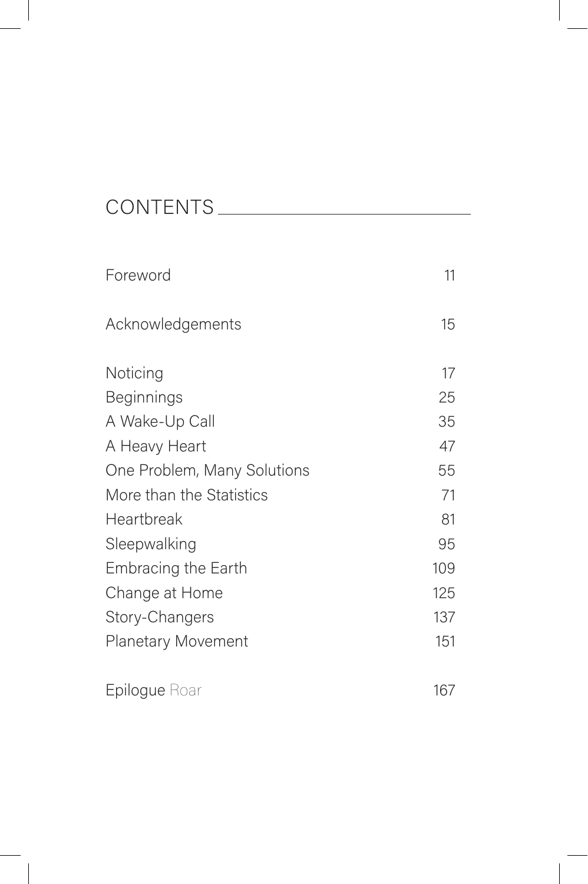# CONTENTS

| | |
|---|---|
| Foreword | 11 |
| Acknowledgements | 15 |
| Noticing | 17 |
| Beginnings | 25 |
| A Wake-Up Call | 35 |
| A Heavy Heart | 47 |
| One Problem, Many Solutions | 55 |
| More than the Statistics | 71 |
| Heartbreak | 81 |
| Sleepwalking | 95 |
| Embracing the Earth | 109 |
| Change at Home | 125 |
| Story-Changers | 137 |
| Planetary Movement | 151 |
| Epilogue Roar | 167 |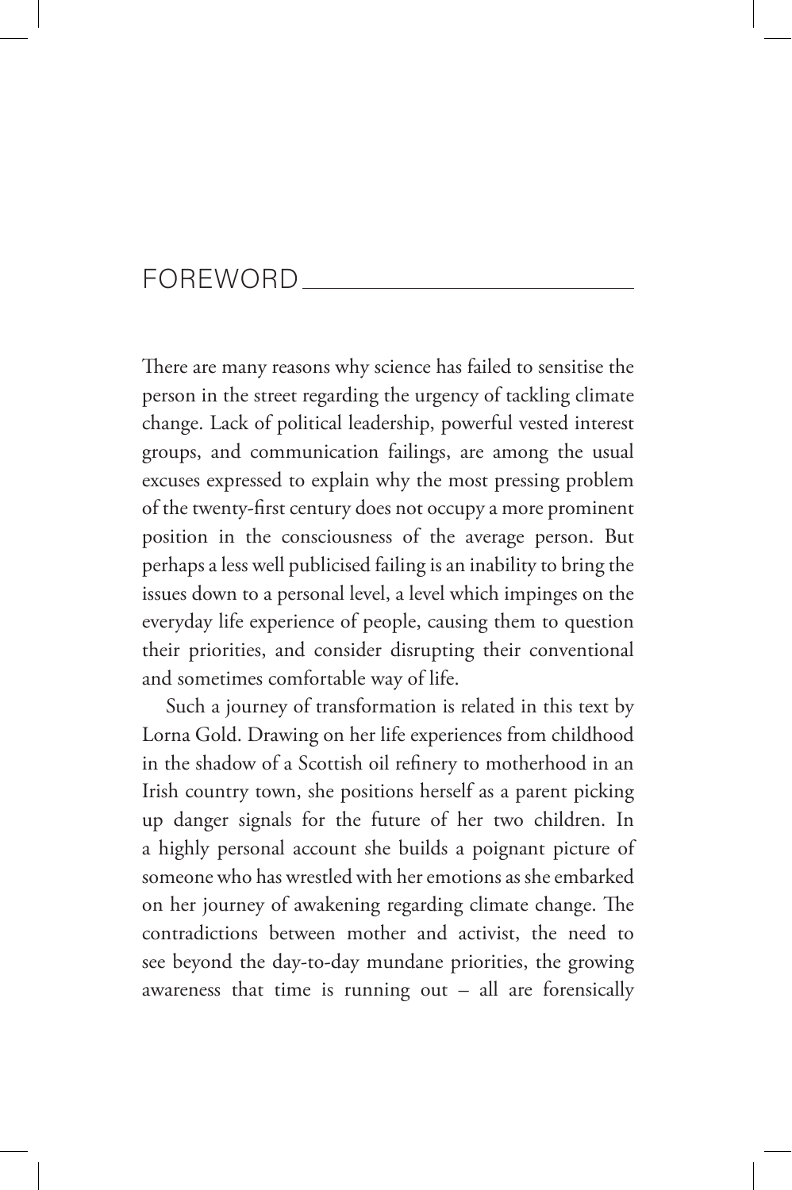# FOREWORD

There are many reasons why science has failed to sensitise the person in the street regarding the urgency of tackling climate change. Lack of political leadership, powerful vested interest groups, and communication failings, are among the usual excuses expressed to explain why the most pressing problem of the twenty-first century does not occupy a more prominent position in the consciousness of the average person. But perhaps a less well publicised failing is an inability to bring the issues down to a personal level, a level which impinges on the everyday life experience of people, causing them to question their priorities, and consider disrupting their conventional and sometimes comfortable way of life.

Such a journey of transformation is related in this text by Lorna Gold. Drawing on her life experiences from childhood in the shadow of a Scottish oil refinery to motherhood in an Irish country town, she positions herself as a parent picking up danger signals for the future of her two children. In a highly personal account she builds a poignant picture of someone who has wrestled with her emotions as she embarked on her journey of awakening regarding climate change. The contradictions between mother and activist, the need to see beyond the day-to-day mundane priorities, the growing awareness that time is running out – all are forensically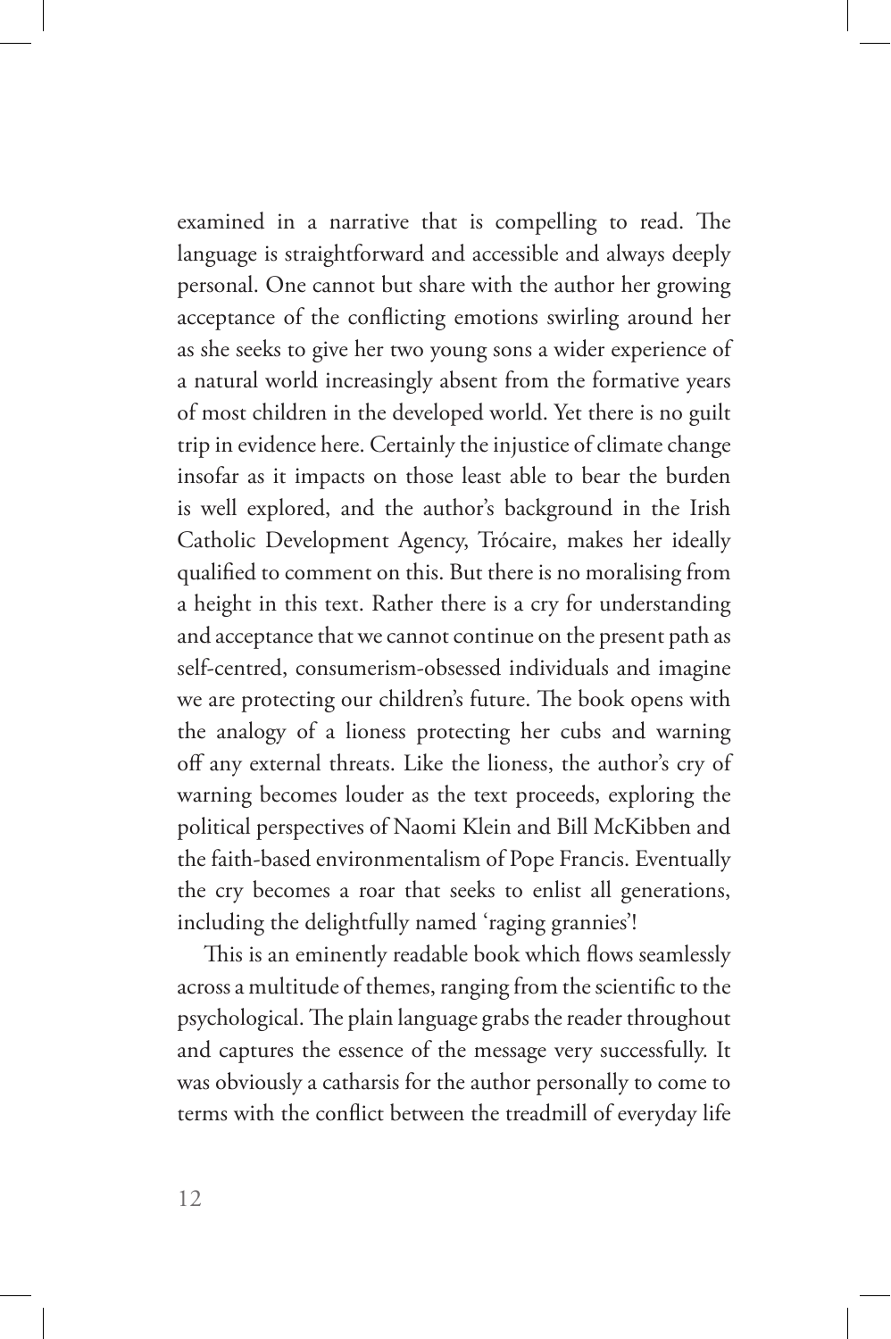examined in a narrative that is compelling to read. The language is straightforward and accessible and always deeply personal. One cannot but share with the author her growing acceptance of the conflicting emotions swirling around her as she seeks to give her two young sons a wider experience of a natural world increasingly absent from the formative years of most children in the developed world. Yet there is no guilt trip in evidence here. Certainly the injustice of climate change insofar as it impacts on those least able to bear the burden is well explored, and the author's background in the Irish Catholic Development Agency, Trócaire, makes her ideally qualified to comment on this. But there is no moralising from a height in this text. Rather there is a cry for understanding and acceptance that we cannot continue on the present path as self-centred, consumerism-obsessed individuals and imagine we are protecting our children's future. The book opens with the analogy of a lioness protecting her cubs and warning off any external threats. Like the lioness, the author's cry of warning becomes louder as the text proceeds, exploring the political perspectives of Naomi Klein and Bill McKibben and the faith-based environmentalism of Pope Francis. Eventually the cry becomes a roar that seeks to enlist all generations, including the delightfully named 'raging grannies'!

This is an eminently readable book which flows seamlessly across a multitude of themes, ranging from the scientific to the psychological. The plain language grabs the reader throughout and captures the essence of the message very successfully. It was obviously a catharsis for the author personally to come to terms with the conflict between the treadmill of everyday life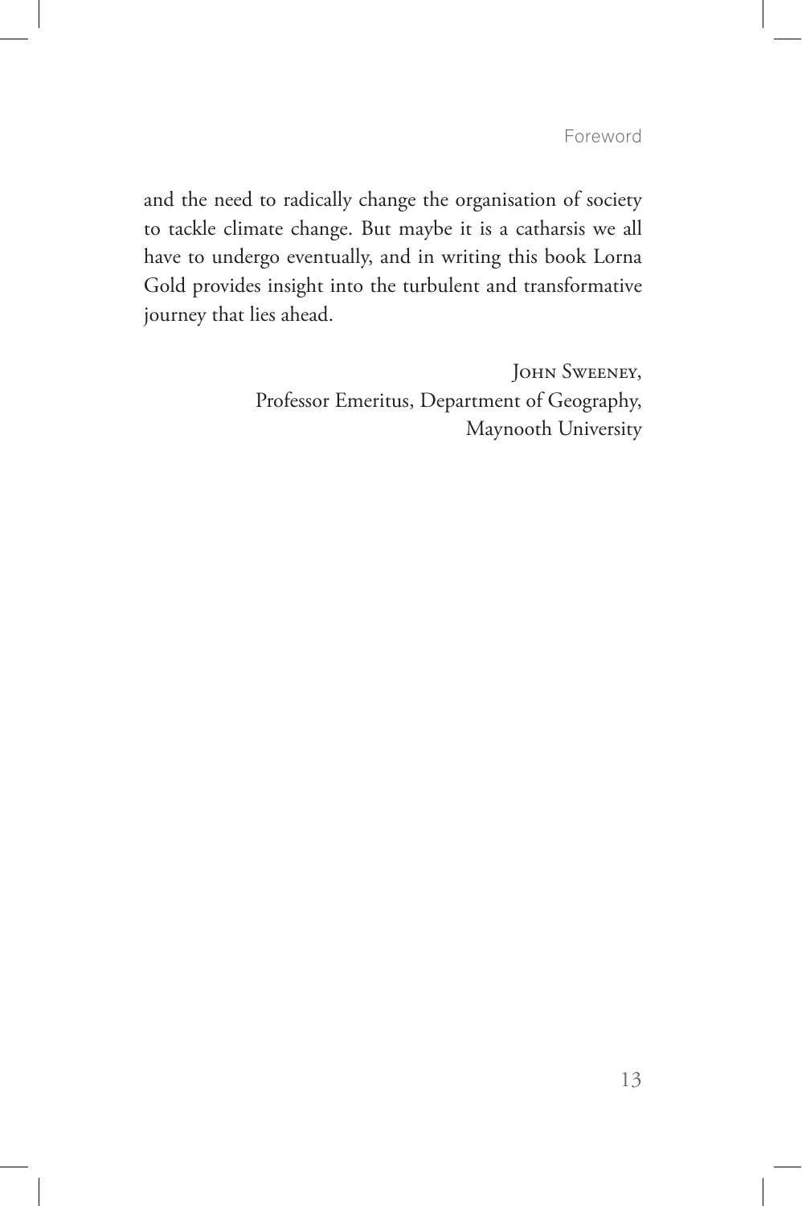and the need to radically change the organisation of society to tackle climate change. But maybe it is a catharsis we all have to undergo eventually, and in writing this book Lorna Gold provides insight into the turbulent and transformative journey that lies ahead.

John Sweeney,
Professor Emeritus, Department of Geography,
Maynooth University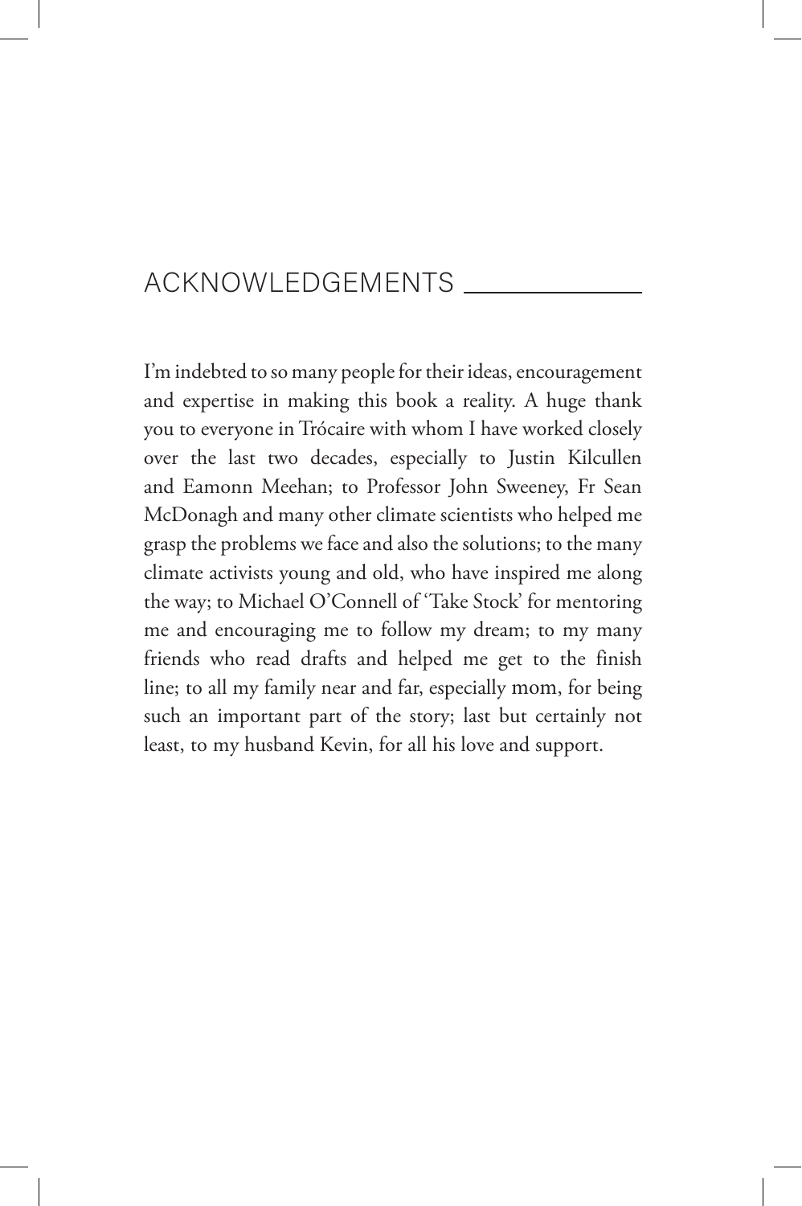# ACKNOWLEDGEMENTS

I'm indebted to so many people for their ideas, encouragement and expertise in making this book a reality. A huge thank you to everyone in Trócaire with whom I have worked closely over the last two decades, especially to Justin Kilcullen and Eamonn Meehan; to Professor John Sweeney, Fr Sean McDonagh and many other climate scientists who helped me grasp the problems we face and also the solutions; to the many climate activists young and old, who have inspired me along the way; to Michael O'Connell of 'Take Stock' for mentoring me and encouraging me to follow my dream; to my many friends who read drafts and helped me get to the finish line; to all my family near and far, especially mom, for being such an important part of the story; last but certainly not least, to my husband Kevin, for all his love and support.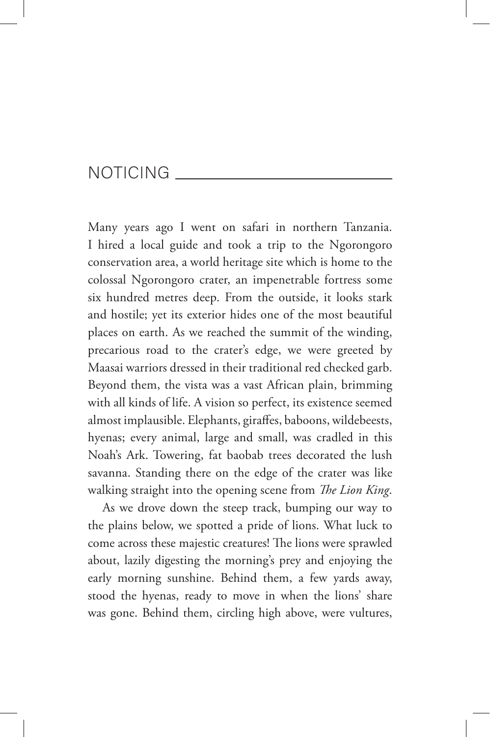## NOTICING

Many years ago I went on safari in northern Tanzania. I hired a local guide and took a trip to the Ngorongoro conservation area, a world heritage site which is home to the colossal Ngorongoro crater, an impenetrable fortress some six hundred metres deep. From the outside, it looks stark and hostile; yet its exterior hides one of the most beautiful places on earth. As we reached the summit of the winding, precarious road to the crater's edge, we were greeted by Maasai warriors dressed in their traditional red checked garb. Beyond them, the vista was a vast African plain, brimming with all kinds of life. A vision so perfect, its existence seemed almost implausible. Elephants, giraffes, baboons, wildebeests, hyenas; every animal, large and small, was cradled in this Noah's Ark. Towering, fat baobab trees decorated the lush savanna. Standing there on the edge of the crater was like walking straight into the opening scene from *The Lion King*.

As we drove down the steep track, bumping our way to the plains below, we spotted a pride of lions. What luck to come across these majestic creatures! The lions were sprawled about, lazily digesting the morning's prey and enjoying the early morning sunshine. Behind them, a few yards away, stood the hyenas, ready to move in when the lions' share was gone. Behind them, circling high above, were vultures,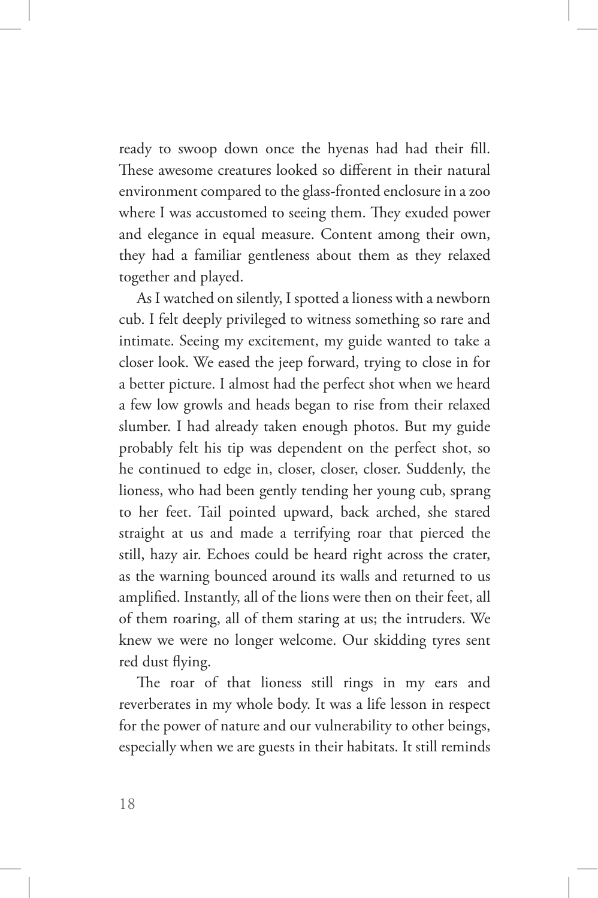ready to swoop down once the hyenas had had their fill. These awesome creatures looked so different in their natural environment compared to the glass-fronted enclosure in a zoo where I was accustomed to seeing them. They exuded power and elegance in equal measure. Content among their own, they had a familiar gentleness about them as they relaxed together and played.

As I watched on silently, I spotted a lioness with a newborn cub. I felt deeply privileged to witness something so rare and intimate. Seeing my excitement, my guide wanted to take a closer look. We eased the jeep forward, trying to close in for a better picture. I almost had the perfect shot when we heard a few low growls and heads began to rise from their relaxed slumber. I had already taken enough photos. But my guide probably felt his tip was dependent on the perfect shot, so he continued to edge in, closer, closer, closer. Suddenly, the lioness, who had been gently tending her young cub, sprang to her feet. Tail pointed upward, back arched, she stared straight at us and made a terrifying roar that pierced the still, hazy air. Echoes could be heard right across the crater, as the warning bounced around its walls and returned to us amplified. Instantly, all of the lions were then on their feet, all of them roaring, all of them staring at us; the intruders. We knew we were no longer welcome. Our skidding tyres sent red dust flying.

The roar of that lioness still rings in my ears and reverberates in my whole body. It was a life lesson in respect for the power of nature and our vulnerability to other beings, especially when we are guests in their habitats. It still reminds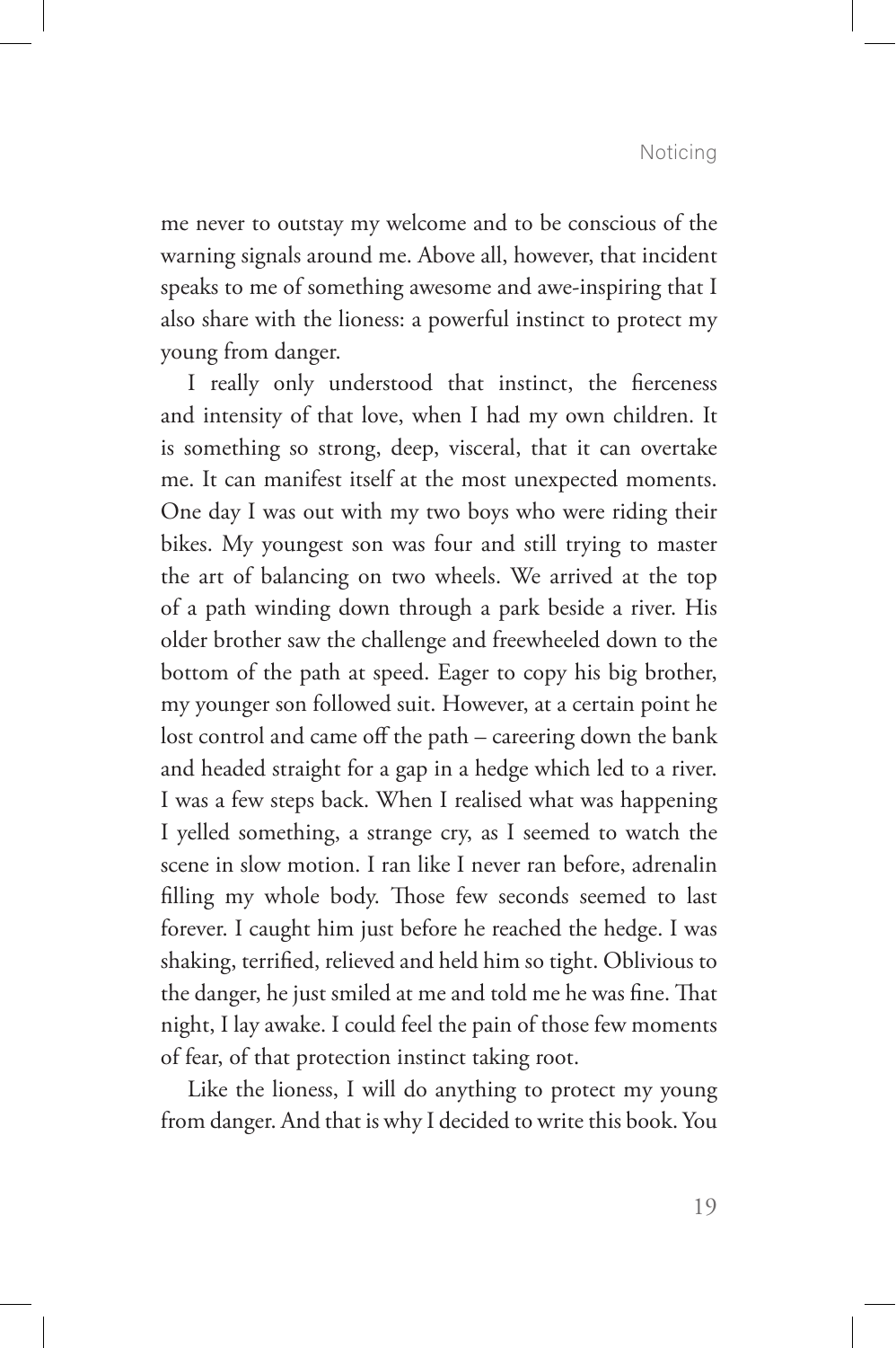me never to outstay my welcome and to be conscious of the warning signals around me. Above all, however, that incident speaks to me of something awesome and awe-inspiring that I also share with the lioness: a powerful instinct to protect my young from danger.

I really only understood that instinct, the fierceness and intensity of that love, when I had my own children. It is something so strong, deep, visceral, that it can overtake me. It can manifest itself at the most unexpected moments. One day I was out with my two boys who were riding their bikes. My youngest son was four and still trying to master the art of balancing on two wheels. We arrived at the top of a path winding down through a park beside a river. His older brother saw the challenge and freewheeled down to the bottom of the path at speed. Eager to copy his big brother, my younger son followed suit. However, at a certain point he lost control and came off the path – careering down the bank and headed straight for a gap in a hedge which led to a river. I was a few steps back. When I realised what was happening I yelled something, a strange cry, as I seemed to watch the scene in slow motion. I ran like I never ran before, adrenalin filling my whole body. Those few seconds seemed to last forever. I caught him just before he reached the hedge. I was shaking, terrified, relieved and held him so tight. Oblivious to the danger, he just smiled at me and told me he was fine. That night, I lay awake. I could feel the pain of those few moments of fear, of that protection instinct taking root.

Like the lioness, I will do anything to protect my young from danger. And that is why I decided to write this book. You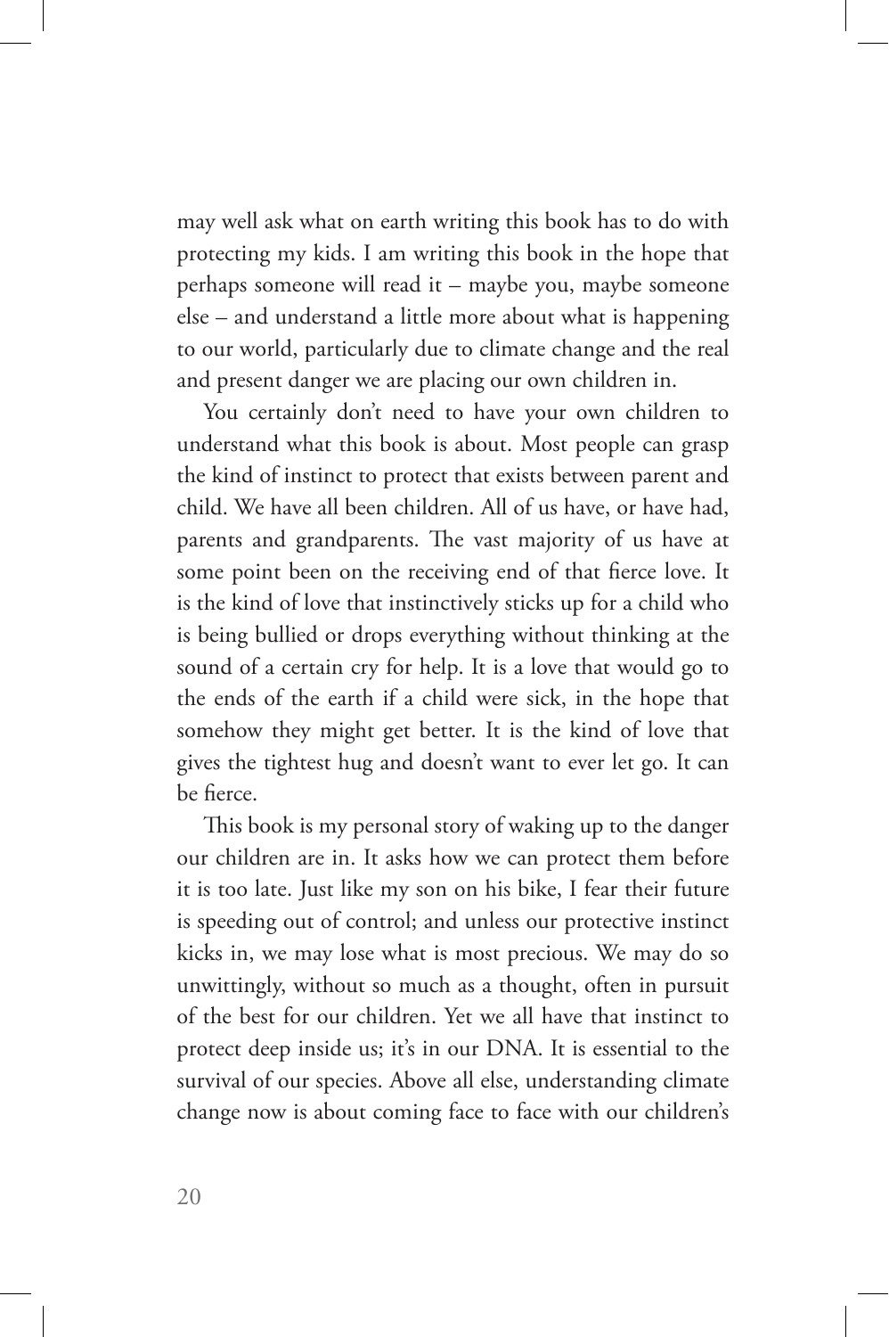may well ask what on earth writing this book has to do with protecting my kids. I am writing this book in the hope that perhaps someone will read it – maybe you, maybe someone else – and understand a little more about what is happening to our world, particularly due to climate change and the real and present danger we are placing our own children in.

You certainly don't need to have your own children to understand what this book is about. Most people can grasp the kind of instinct to protect that exists between parent and child. We have all been children. All of us have, or have had, parents and grandparents. The vast majority of us have at some point been on the receiving end of that fierce love. It is the kind of love that instinctively sticks up for a child who is being bullied or drops everything without thinking at the sound of a certain cry for help. It is a love that would go to the ends of the earth if a child were sick, in the hope that somehow they might get better. It is the kind of love that gives the tightest hug and doesn't want to ever let go. It can be fierce.

This book is my personal story of waking up to the danger our children are in. It asks how we can protect them before it is too late. Just like my son on his bike, I fear their future is speeding out of control; and unless our protective instinct kicks in, we may lose what is most precious. We may do so unwittingly, without so much as a thought, often in pursuit of the best for our children. Yet we all have that instinct to protect deep inside us; it's in our DNA. It is essential to the survival of our species. Above all else, understanding climate change now is about coming face to face with our children's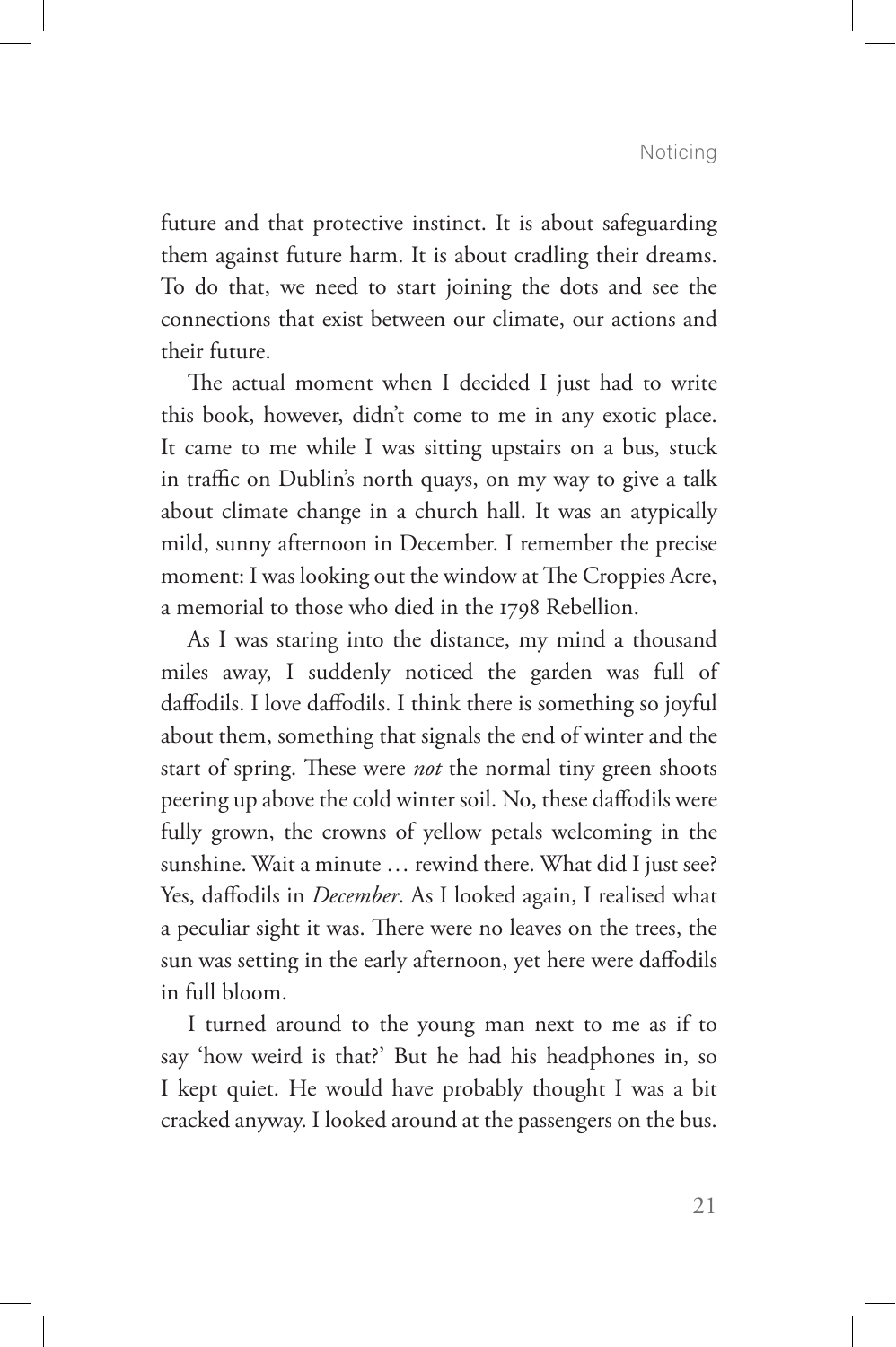future and that protective instinct. It is about safeguarding them against future harm. It is about cradling their dreams. To do that, we need to start joining the dots and see the connections that exist between our climate, our actions and their future.

The actual moment when I decided I just had to write this book, however, didn't come to me in any exotic place. It came to me while I was sitting upstairs on a bus, stuck in traffic on Dublin's north quays, on my way to give a talk about climate change in a church hall. It was an atypically mild, sunny afternoon in December. I remember the precise moment: I was looking out the window at The Croppies Acre, a memorial to those who died in the 1798 Rebellion.

As I was staring into the distance, my mind a thousand miles away, I suddenly noticed the garden was full of daffodils. I love daffodils. I think there is something so joyful about them, something that signals the end of winter and the start of spring. These were *not* the normal tiny green shoots peering up above the cold winter soil. No, these daffodils were fully grown, the crowns of yellow petals welcoming in the sunshine. Wait a minute … rewind there. What did I just see? Yes, daffodils in *December*. As I looked again, I realised what a peculiar sight it was. There were no leaves on the trees, the sun was setting in the early afternoon, yet here were daffodils in full bloom.

I turned around to the young man next to me as if to say 'how weird is that?' But he had his headphones in, so I kept quiet. He would have probably thought I was a bit cracked anyway. I looked around at the passengers on the bus.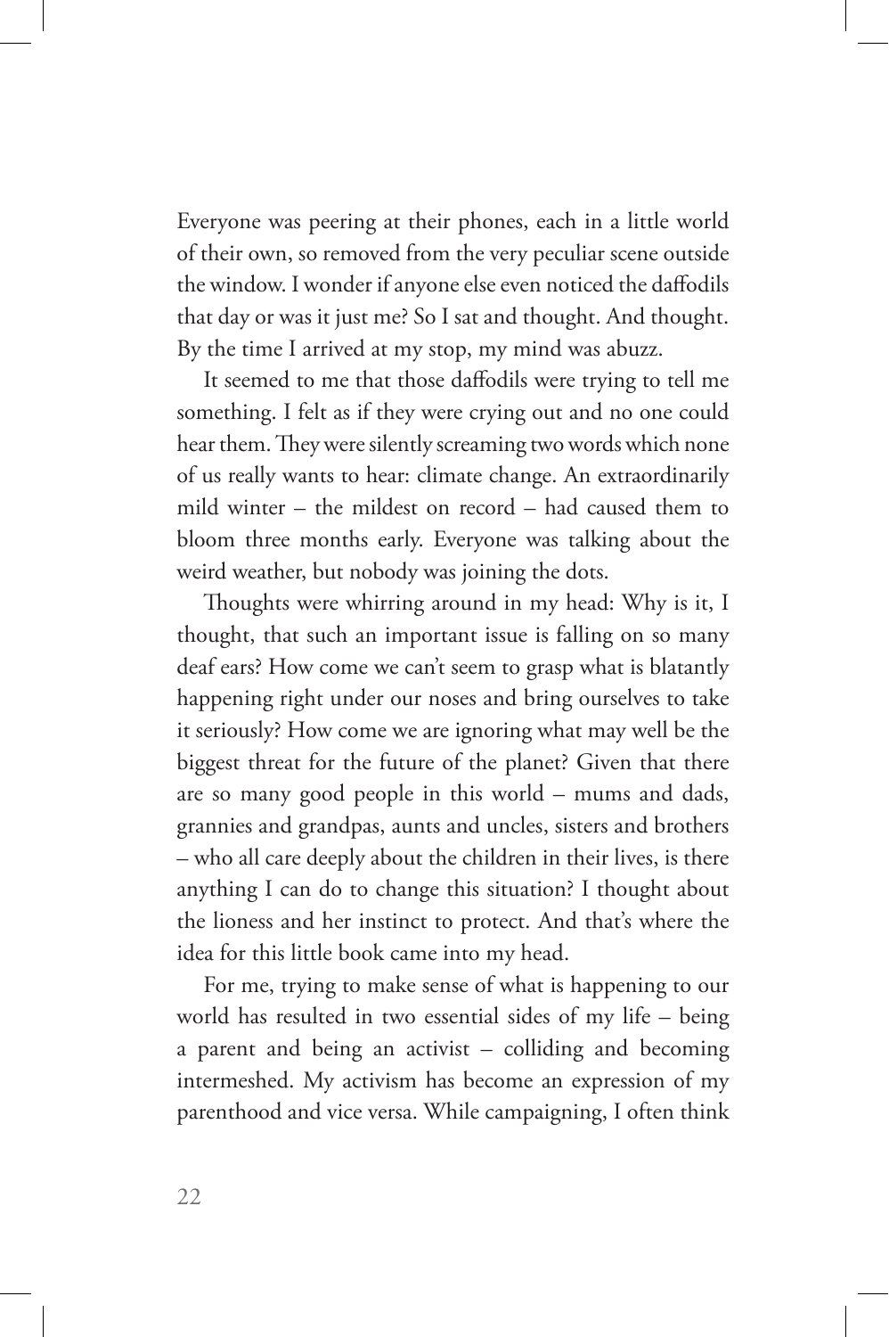Everyone was peering at their phones, each in a little world of their own, so removed from the very peculiar scene outside the window. I wonder if anyone else even noticed the daffodils that day or was it just me? So I sat and thought. And thought. By the time I arrived at my stop, my mind was abuzz.

It seemed to me that those daffodils were trying to tell me something. I felt as if they were crying out and no one could hear them. They were silently screaming two words which none of us really wants to hear: climate change. An extraordinarily mild winter – the mildest on record – had caused them to bloom three months early. Everyone was talking about the weird weather, but nobody was joining the dots.

Thoughts were whirring around in my head: Why is it, I thought, that such an important issue is falling on so many deaf ears? How come we can't seem to grasp what is blatantly happening right under our noses and bring ourselves to take it seriously? How come we are ignoring what may well be the biggest threat for the future of the planet? Given that there are so many good people in this world – mums and dads, grannies and grandpas, aunts and uncles, sisters and brothers – who all care deeply about the children in their lives, is there anything I can do to change this situation? I thought about the lioness and her instinct to protect. And that's where the idea for this little book came into my head.

For me, trying to make sense of what is happening to our world has resulted in two essential sides of my life – being a parent and being an activist – colliding and becoming intermeshed. My activism has become an expression of my parenthood and vice versa. While campaigning, I often think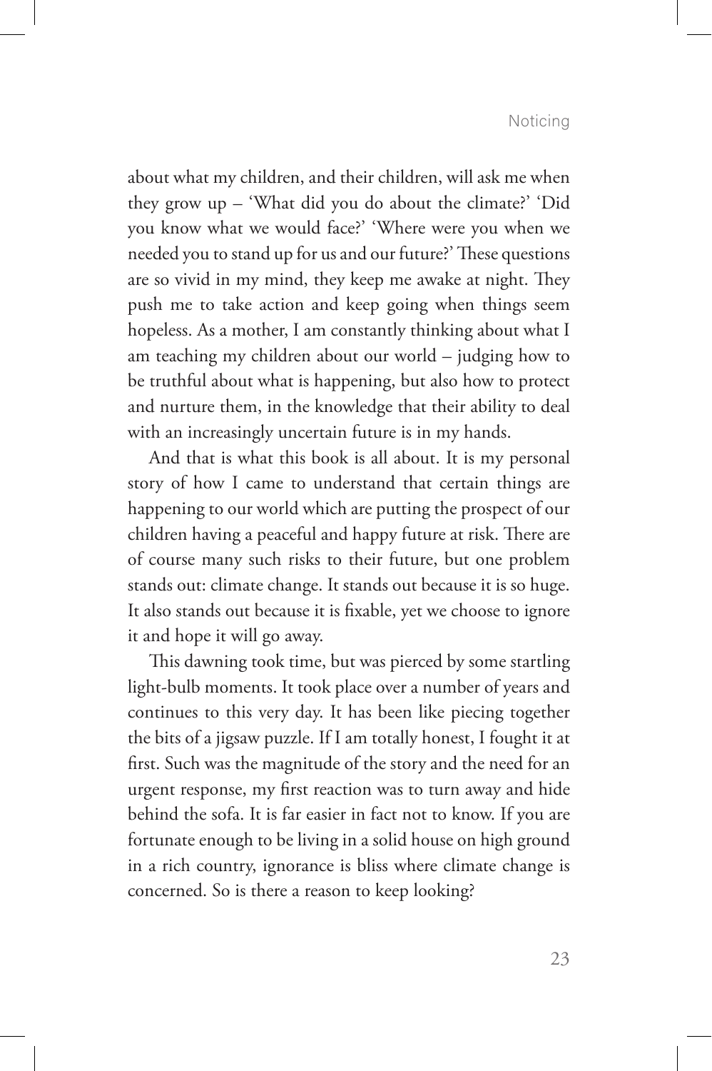about what my children, and their children, will ask me when they grow up – 'What did you do about the climate?' 'Did you know what we would face?' 'Where were you when we needed you to stand up for us and our future?' These questions are so vivid in my mind, they keep me awake at night. They push me to take action and keep going when things seem hopeless. As a mother, I am constantly thinking about what I am teaching my children about our world – judging how to be truthful about what is happening, but also how to protect and nurture them, in the knowledge that their ability to deal with an increasingly uncertain future is in my hands.

And that is what this book is all about. It is my personal story of how I came to understand that certain things are happening to our world which are putting the prospect of our children having a peaceful and happy future at risk. There are of course many such risks to their future, but one problem stands out: climate change. It stands out because it is so huge. It also stands out because it is fixable, yet we choose to ignore it and hope it will go away.

This dawning took time, but was pierced by some startling light-bulb moments. It took place over a number of years and continues to this very day. It has been like piecing together the bits of a jigsaw puzzle. If I am totally honest, I fought it at first. Such was the magnitude of the story and the need for an urgent response, my first reaction was to turn away and hide behind the sofa. It is far easier in fact not to know. If you are fortunate enough to be living in a solid house on high ground in a rich country, ignorance is bliss where climate change is concerned. So is there a reason to keep looking?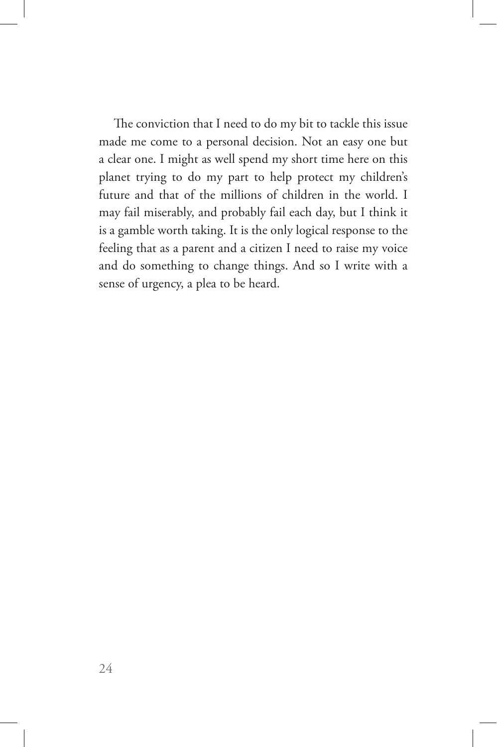The conviction that I need to do my bit to tackle this issue made me come to a personal decision. Not an easy one but a clear one. I might as well spend my short time here on this planet trying to do my part to help protect my children's future and that of the millions of children in the world. I may fail miserably, and probably fail each day, but I think it is a gamble worth taking. It is the only logical response to the feeling that as a parent and a citizen I need to raise my voice and do something to change things. And so I write with a sense of urgency, a plea to be heard.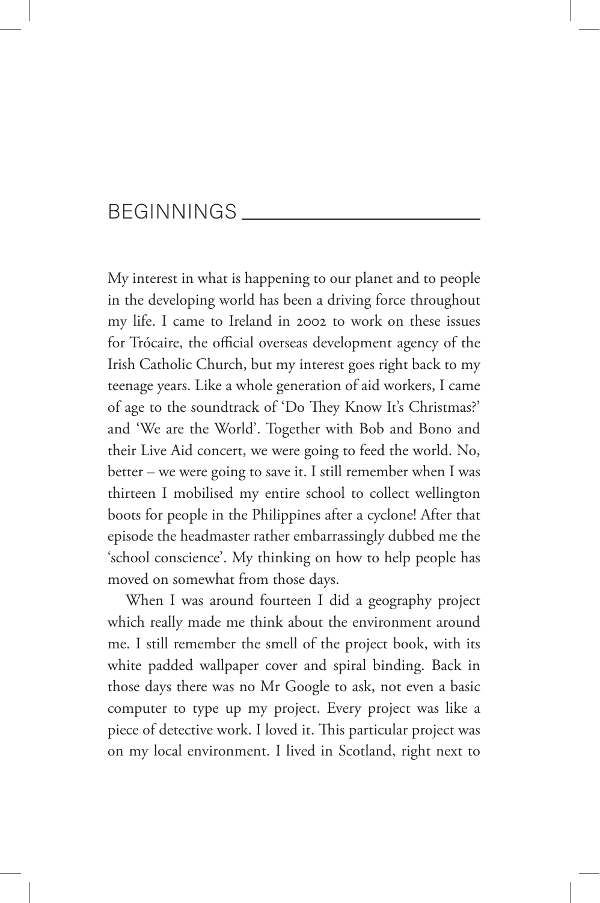# BEGINNINGS

My interest in what is happening to our planet and to people in the developing world has been a driving force throughout my life. I came to Ireland in 2002 to work on these issues for Trócaire, the official overseas development agency of the Irish Catholic Church, but my interest goes right back to my teenage years. Like a whole generation of aid workers, I came of age to the soundtrack of 'Do They Know It's Christmas?' and 'We are the World'. Together with Bob and Bono and their Live Aid concert, we were going to feed the world. No, better – we were going to save it. I still remember when I was thirteen I mobilised my entire school to collect wellington boots for people in the Philippines after a cyclone! After that episode the headmaster rather embarrassingly dubbed me the 'school conscience'. My thinking on how to help people has moved on somewhat from those days.

When I was around fourteen I did a geography project which really made me think about the environment around me. I still remember the smell of the project book, with its white padded wallpaper cover and spiral binding. Back in those days there was no Mr Google to ask, not even a basic computer to type up my project. Every project was like a piece of detective work. I loved it. This particular project was on my local environment. I lived in Scotland, right next to